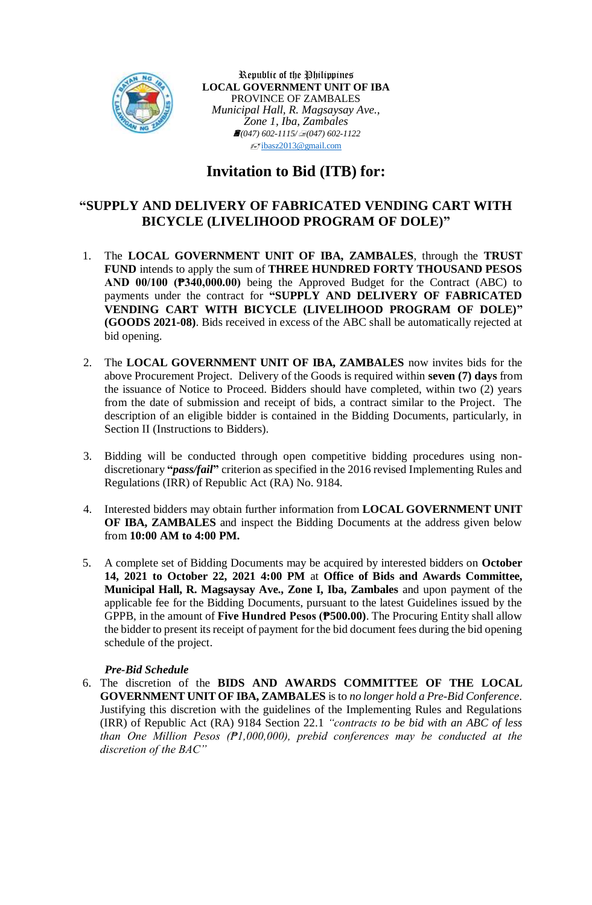Republic of the Philippines
**LOCAL GOVERNMENT UNIT OF IBA**
PROVINCE OF ZAMBALES
*Municipal Hall, R. Magsaysay Ave.,*
*Zone 1, Iba, Zambales*
*(047) 602-1115/ (047) 602-1122*
ibasz2013@gmail.com

# Invitation to Bid (ITB) for:

## "SUPPLY AND DELIVERY OF FABRICATED VENDING CART WITH BICYCLE (LIVELIHOOD PROGRAM OF DOLE)"

1. The **LOCAL GOVERNMENT UNIT OF IBA, ZAMBALES**, through the **TRUST FUND** intends to apply the sum of **THREE HUNDRED FORTY THOUSAND PESOS AND 00/100 (₱340,000.00)** being the Approved Budget for the Contract (ABC) to payments under the contract for **"SUPPLY AND DELIVERY OF FABRICATED VENDING CART WITH BICYCLE (LIVELIHOOD PROGRAM OF DOLE)" (GOODS 2021-08)**. Bids received in excess of the ABC shall be automatically rejected at bid opening.

2. The **LOCAL GOVERNMENT UNIT OF IBA, ZAMBALES** now invites bids for the above Procurement Project. Delivery of the Goods is required within **seven (7) days** from the issuance of Notice to Proceed. Bidders should have completed, within two (2) years from the date of submission and receipt of bids, a contract similar to the Project. The description of an eligible bidder is contained in the Bidding Documents, particularly, in Section II (Instructions to Bidders).

3. Bidding will be conducted through open competitive bidding procedures using non-discretionary **"*pass/fail*"** criterion as specified in the 2016 revised Implementing Rules and Regulations (IRR) of Republic Act (RA) No. 9184.

4. Interested bidders may obtain further information from **LOCAL GOVERNMENT UNIT OF IBA, ZAMBALES** and inspect the Bidding Documents at the address given below from **10:00 AM to 4:00 PM.**

5. A complete set of Bidding Documents may be acquired by interested bidders on **October 14, 2021 to October 22, 2021 4:00 PM** at **Office of Bids and Awards Committee, Municipal Hall, R. Magsaysay Ave., Zone I, Iba, Zambales** and upon payment of the applicable fee for the Bidding Documents, pursuant to the latest Guidelines issued by the GPPB, in the amount of **Five Hundred Pesos (₱500.00)**. The Procuring Entity shall allow the bidder to present its receipt of payment for the bid document fees during the bid opening schedule of the project.

***Pre-Bid Schedule***

6. The discretion of the **BIDS AND AWARDS COMMITTEE OF THE LOCAL GOVERNMENT UNIT OF IBA, ZAMBALES** is to *no longer hold a Pre-Bid Conference*. Justifying this discretion with the guidelines of the Implementing Rules and Regulations (IRR) of Republic Act (RA) 9184 Section 22.1 *"contracts to be bid with an ABC of less than One Million Pesos (₱1,000,000), prebid conferences may be conducted at the discretion of the BAC"*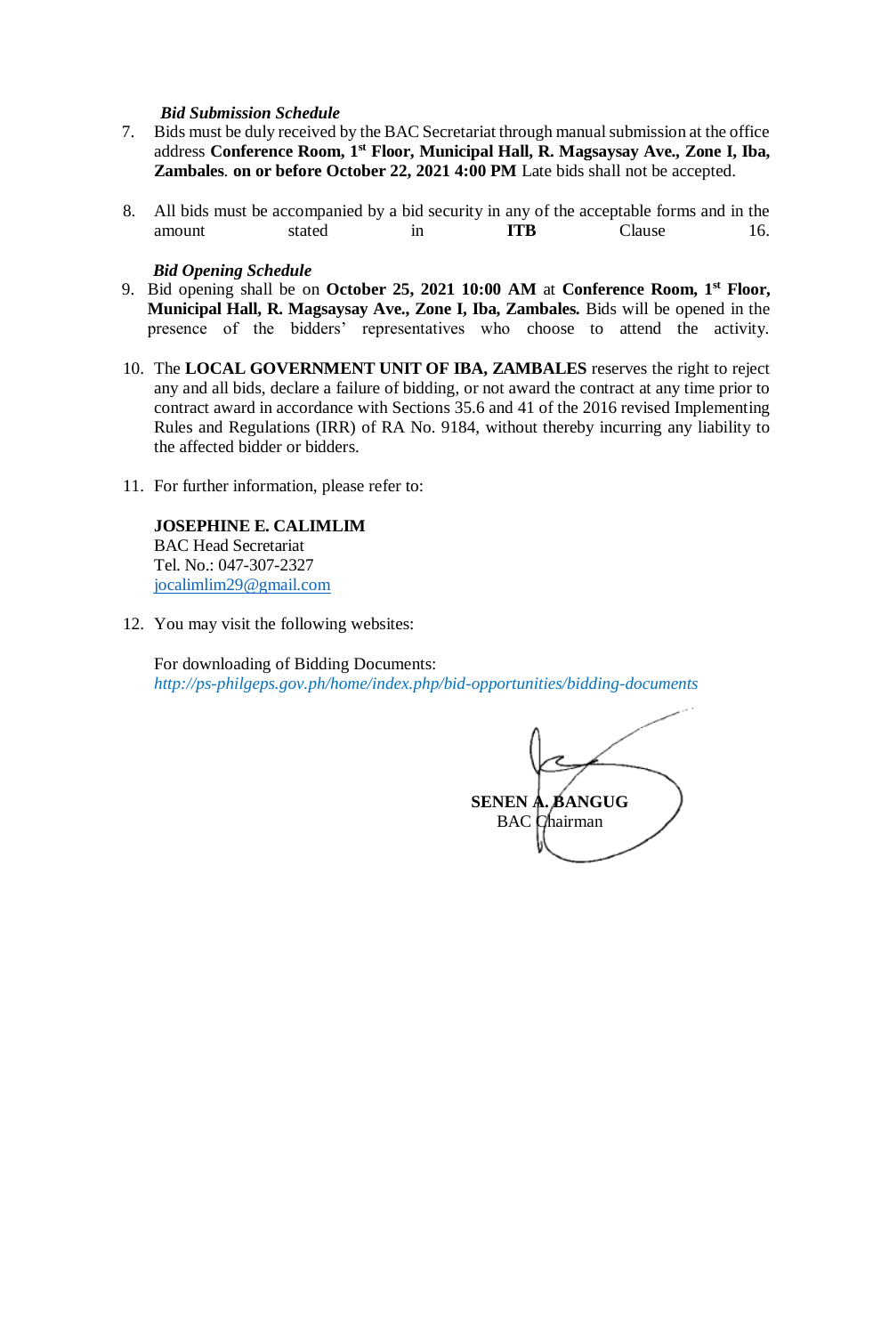***Bid Submission Schedule***

7. Bids must be duly received by the BAC Secretariat through manual submission at the office address **Conference Room, 1st Floor, Municipal Hall, R. Magsaysay Ave., Zone I, Iba, Zambales**. **on or before October 22, 2021 4:00 PM** Late bids shall not be accepted.

8. All bids must be accompanied by a bid security in any of the acceptable forms and in the amount stated in **ITB** Clause 16.

***Bid Opening Schedule***

9. Bid opening shall be on **October 25, 2021 10:00 AM** at **Conference Room, 1st Floor, Municipal Hall, R. Magsaysay Ave., Zone I, Iba, Zambales.** Bids will be opened in the presence of the bidders' representatives who choose to attend the activity.

10. The **LOCAL GOVERNMENT UNIT OF IBA, ZAMBALES** reserves the right to reject any and all bids, declare a failure of bidding, or not award the contract at any time prior to contract award in accordance with Sections 35.6 and 41 of the 2016 revised Implementing Rules and Regulations (IRR) of RA No. 9184, without thereby incurring any liability to the affected bidder or bidders.

11. For further information, please refer to:

    **JOSEPHINE E. CALIMLIM**
    BAC Head Secretariat
    Tel. No.: 047-307-2327
    jocalimlim29@gmail.com

12. You may visit the following websites:

    For downloading of Bidding Documents:
    *http://ps-philgeps.gov.ph/home/index.php/bid-opportunities/bidding-documents*

**SENEN A. BANGUG**
BAC Chairman